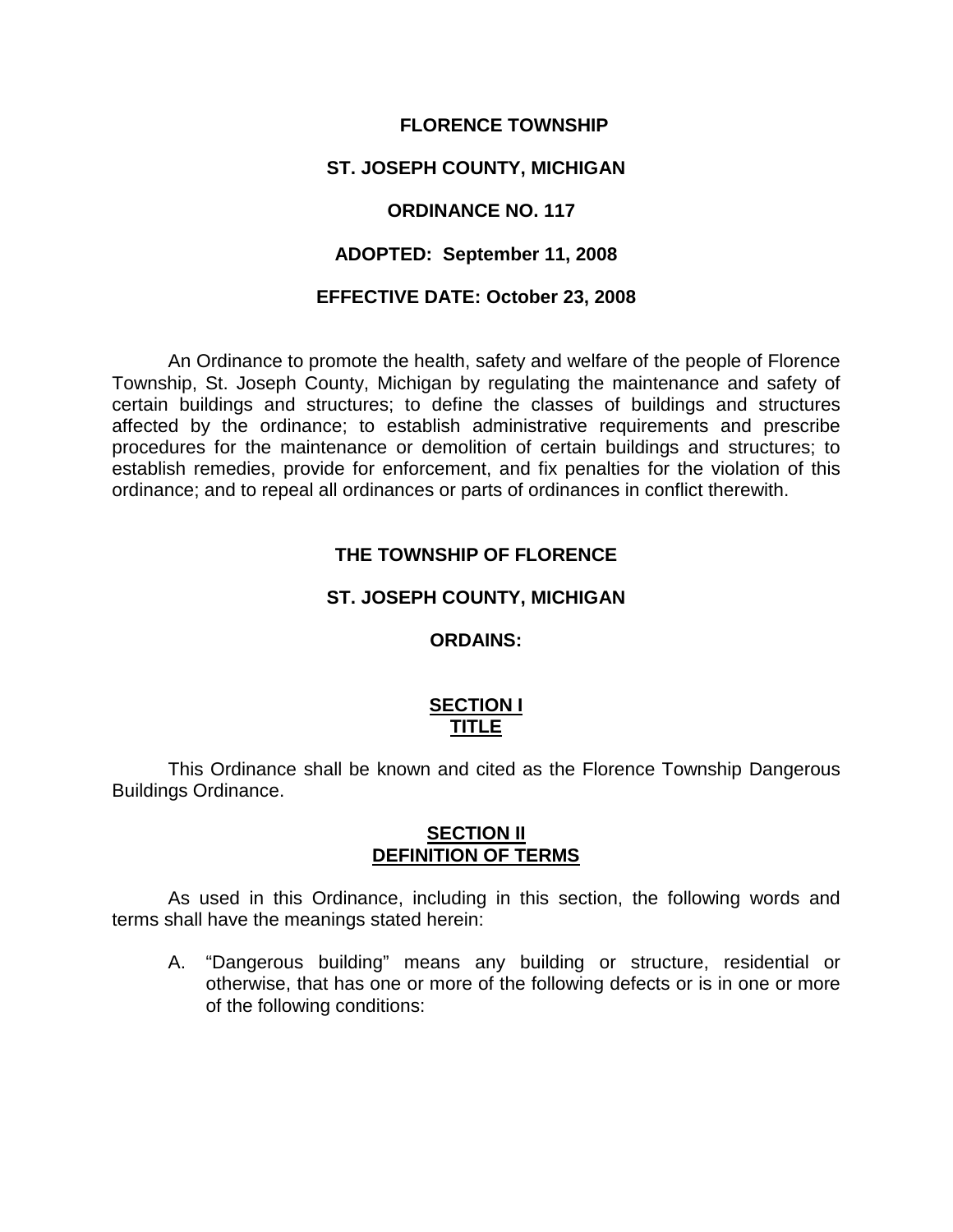# FLORENCE TOWNSHIP

## ST. JOSEPH COUNTY, MICHIGAN

## ORDINANCE NO. 117

**ADOPTED: September 11, 2008**

**EFFECTIVE DATE: October 23, 2008**

An Ordinance to promote the health, safety and welfare of the people of Florence Township, St. Joseph County, Michigan by regulating the maintenance and safety of certain buildings and structures; to define the classes of buildings and structures affected by the ordinance; to establish administrative requirements and prescribe procedures for the maintenance or demolition of certain buildings and structures; to establish remedies, provide for enforcement, and fix penalties for the violation of this ordinance; and to repeal all ordinances or parts of ordinances in conflict therewith.

**THE TOWNSHIP OF FLORENCE**

**ST. JOSEPH COUNTY, MICHIGAN**

**ORDAINS:**

## SECTION I
## TITLE

This Ordinance shall be known and cited as the Florence Township Dangerous Buildings Ordinance.

## SECTION II
## DEFINITION OF TERMS

As used in this Ordinance, including in this section, the following words and terms shall have the meanings stated herein:

A. "Dangerous building" means any building or structure, residential or otherwise, that has one or more of the following defects or is in one or more of the following conditions: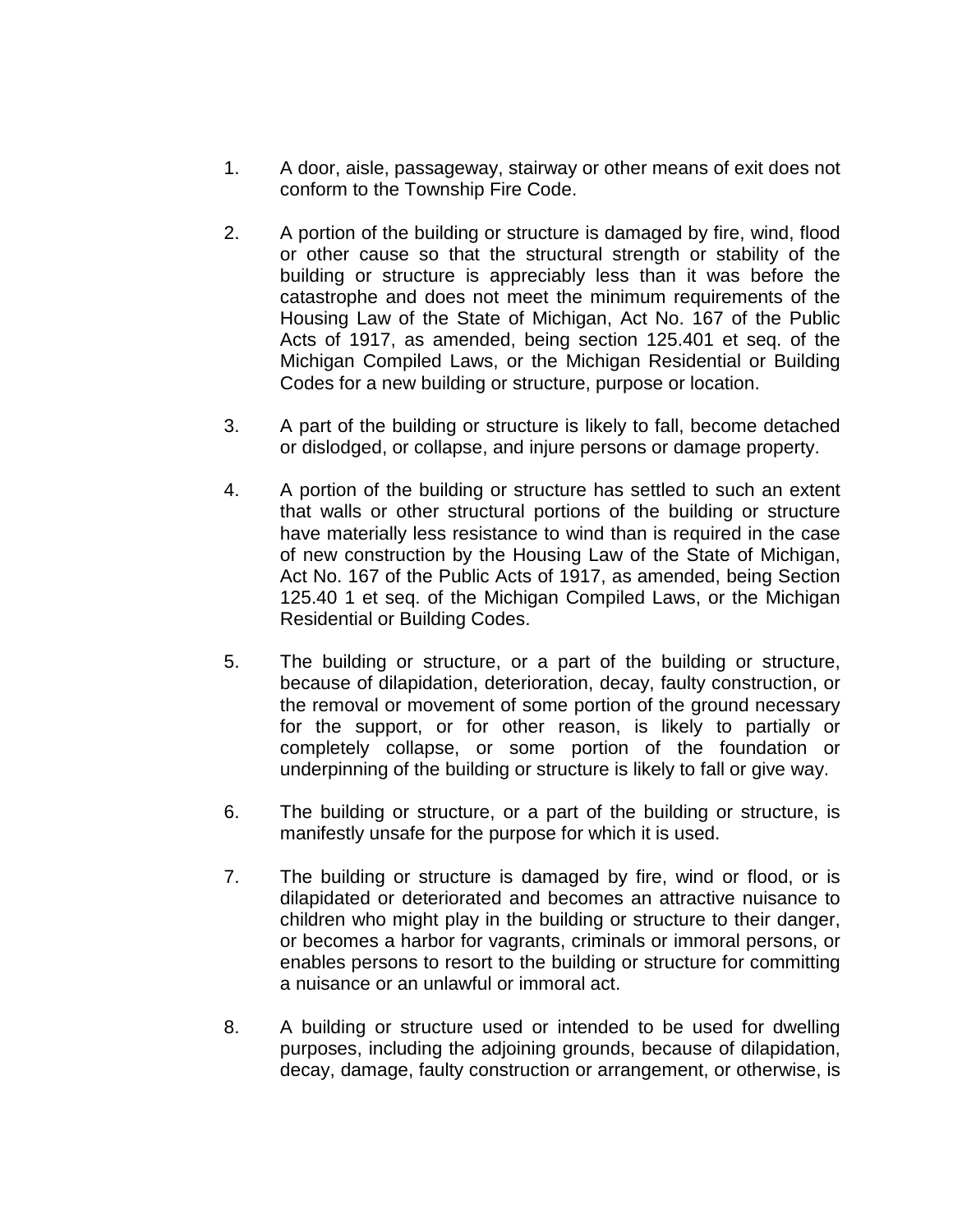1. A door, aisle, passageway, stairway or other means of exit does not conform to the Township Fire Code.

2. A portion of the building or structure is damaged by fire, wind, flood or other cause so that the structural strength or stability of the building or structure is appreciably less than it was before the catastrophe and does not meet the minimum requirements of the Housing Law of the State of Michigan, Act No. 167 of the Public Acts of 1917, as amended, being section 125.401 et seq. of the Michigan Compiled Laws, or the Michigan Residential or Building Codes for a new building or structure, purpose or location.

3. A part of the building or structure is likely to fall, become detached or dislodged, or collapse, and injure persons or damage property.

4. A portion of the building or structure has settled to such an extent that walls or other structural portions of the building or structure have materially less resistance to wind than is required in the case of new construction by the Housing Law of the State of Michigan, Act No. 167 of the Public Acts of 1917, as amended, being Section 125.40 1 et seq. of the Michigan Compiled Laws, or the Michigan Residential or Building Codes.

5. The building or structure, or a part of the building or structure, because of dilapidation, deterioration, decay, faulty construction, or the removal or movement of some portion of the ground necessary for the support, or for other reason, is likely to partially or completely collapse, or some portion of the foundation or underpinning of the building or structure is likely to fall or give way.

6. The building or structure, or a part of the building or structure, is manifestly unsafe for the purpose for which it is used.

7. The building or structure is damaged by fire, wind or flood, or is dilapidated or deteriorated and becomes an attractive nuisance to children who might play in the building or structure to their danger, or becomes a harbor for vagrants, criminals or immoral persons, or enables persons to resort to the building or structure for committing a nuisance or an unlawful or immoral act.

8. A building or structure used or intended to be used for dwelling purposes, including the adjoining grounds, because of dilapidation, decay, damage, faulty construction or arrangement, or otherwise, is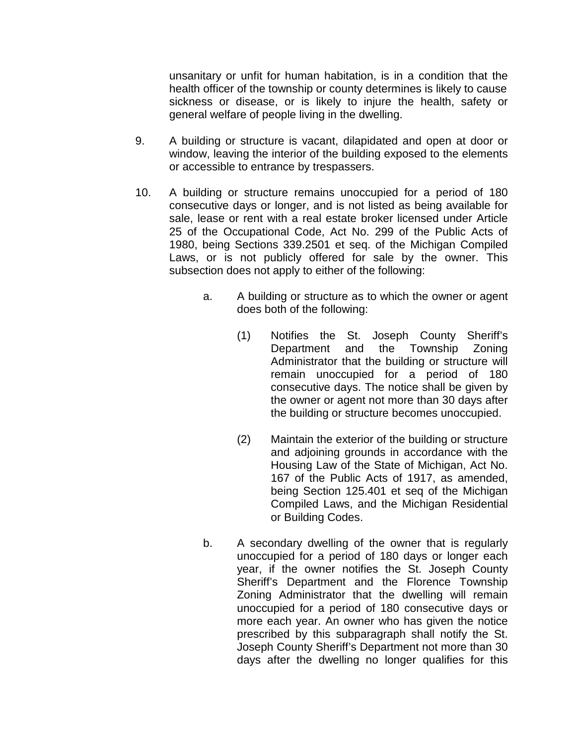unsanitary or unfit for human habitation, is in a condition that the health officer of the township or county determines is likely to cause sickness or disease, or is likely to injure the health, safety or general welfare of people living in the dwelling.

9. A building or structure is vacant, dilapidated and open at door or window, leaving the interior of the building exposed to the elements or accessible to entrance by trespassers.

10. A building or structure remains unoccupied for a period of 180 consecutive days or longer, and is not listed as being available for sale, lease or rent with a real estate broker licensed under Article 25 of the Occupational Code, Act No. 299 of the Public Acts of 1980, being Sections 339.2501 et seq. of the Michigan Compiled Laws, or is not publicly offered for sale by the owner. This subsection does not apply to either of the following:

    a. A building or structure as to which the owner or agent does both of the following:

        (1) Notifies the St. Joseph County Sheriff's Department and the Township Zoning Administrator that the building or structure will remain unoccupied for a period of 180 consecutive days. The notice shall be given by the owner or agent not more than 30 days after the building or structure becomes unoccupied.

        (2) Maintain the exterior of the building or structure and adjoining grounds in accordance with the Housing Law of the State of Michigan, Act No. 167 of the Public Acts of 1917, as amended, being Section 125.401 et seq of the Michigan Compiled Laws, and the Michigan Residential or Building Codes.

    b. A secondary dwelling of the owner that is regularly unoccupied for a period of 180 days or longer each year, if the owner notifies the St. Joseph County Sheriff's Department and the Florence Township Zoning Administrator that the dwelling will remain unoccupied for a period of 180 consecutive days or more each year. An owner who has given the notice prescribed by this subparagraph shall notify the St. Joseph County Sheriff's Department not more than 30 days after the dwelling no longer qualifies for this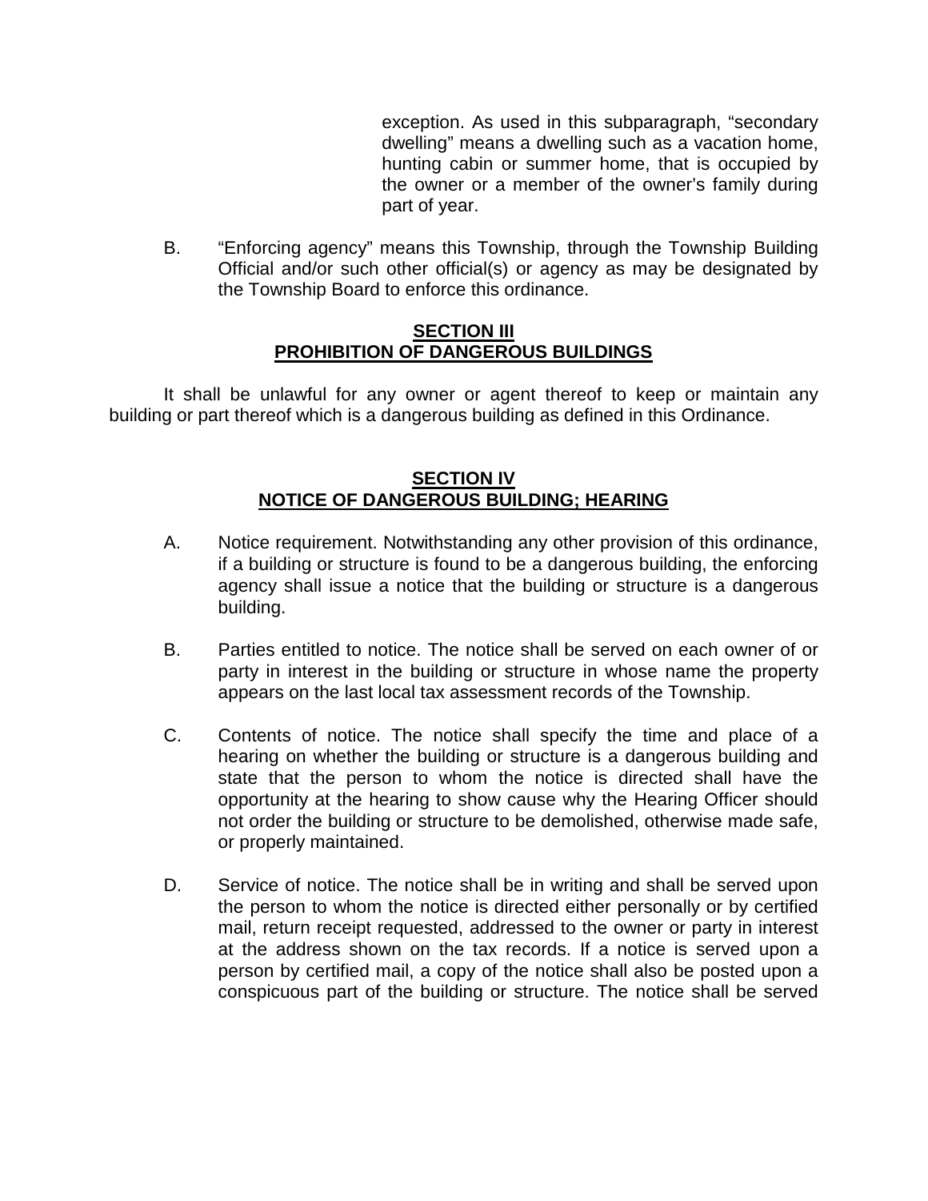exception. As used in this subparagraph, "secondary dwelling" means a dwelling such as a vacation home, hunting cabin or summer home, that is occupied by the owner or a member of the owner's family during part of year.

B. "Enforcing agency" means this Township, through the Township Building Official and/or such other official(s) or agency as may be designated by the Township Board to enforce this ordinance.

## SECTION III
## PROHIBITION OF DANGEROUS BUILDINGS

It shall be unlawful for any owner or agent thereof to keep or maintain any building or part thereof which is a dangerous building as defined in this Ordinance.

## SECTION IV
## NOTICE OF DANGEROUS BUILDING; HEARING

A. Notice requirement. Notwithstanding any other provision of this ordinance, if a building or structure is found to be a dangerous building, the enforcing agency shall issue a notice that the building or structure is a dangerous building.

B. Parties entitled to notice. The notice shall be served on each owner of or party in interest in the building or structure in whose name the property appears on the last local tax assessment records of the Township.

C. Contents of notice. The notice shall specify the time and place of a hearing on whether the building or structure is a dangerous building and state that the person to whom the notice is directed shall have the opportunity at the hearing to show cause why the Hearing Officer should not order the building or structure to be demolished, otherwise made safe, or properly maintained.

D. Service of notice. The notice shall be in writing and shall be served upon the person to whom the notice is directed either personally or by certified mail, return receipt requested, addressed to the owner or party in interest at the address shown on the tax records. If a notice is served upon a person by certified mail, a copy of the notice shall also be posted upon a conspicuous part of the building or structure. The notice shall be served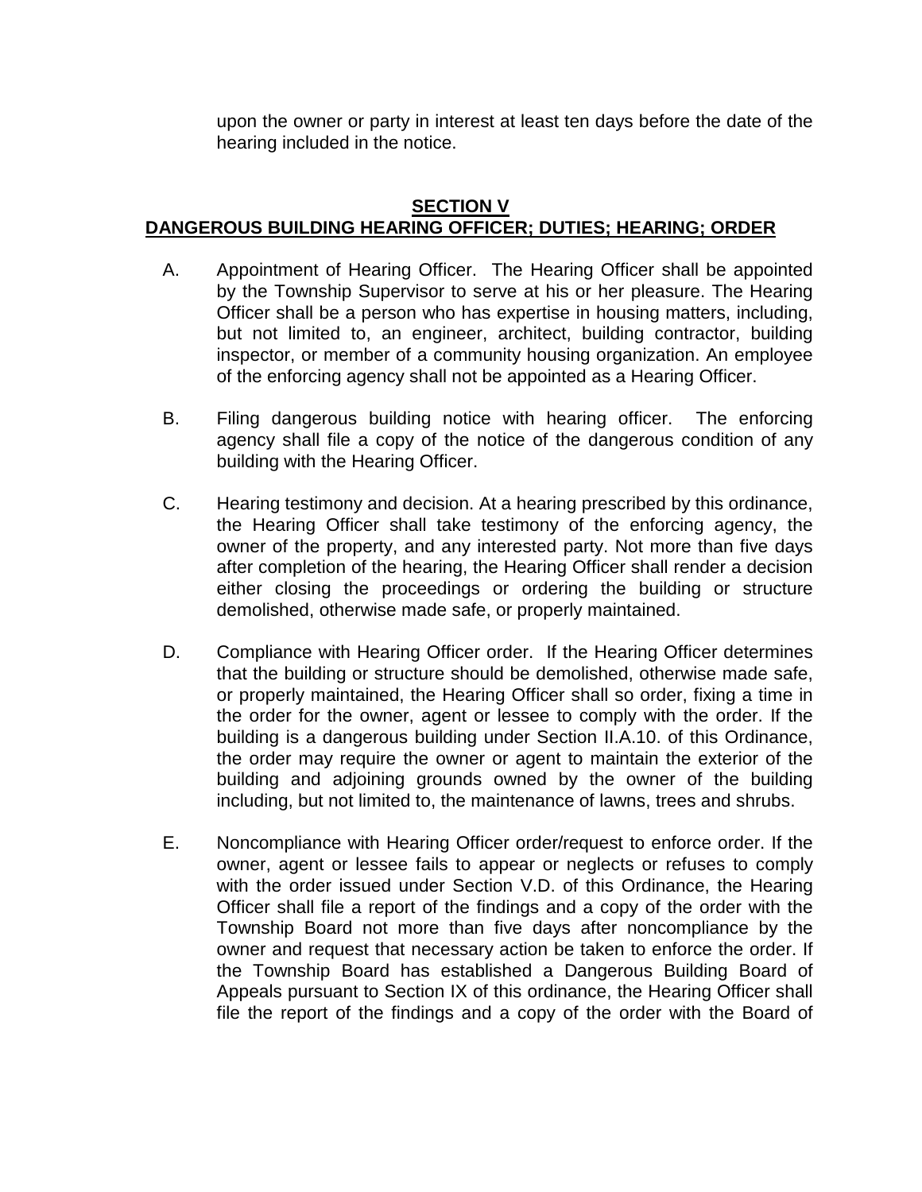upon the owner or party in interest at least ten days before the date of the hearing included in the notice.

## SECTION V
## DANGEROUS BUILDING HEARING OFFICER; DUTIES; HEARING; ORDER

A. Appointment of Hearing Officer. The Hearing Officer shall be appointed by the Township Supervisor to serve at his or her pleasure. The Hearing Officer shall be a person who has expertise in housing matters, including, but not limited to, an engineer, architect, building contractor, building inspector, or member of a community housing organization. An employee of the enforcing agency shall not be appointed as a Hearing Officer.

B. Filing dangerous building notice with hearing officer. The enforcing agency shall file a copy of the notice of the dangerous condition of any building with the Hearing Officer.

C. Hearing testimony and decision. At a hearing prescribed by this ordinance, the Hearing Officer shall take testimony of the enforcing agency, the owner of the property, and any interested party. Not more than five days after completion of the hearing, the Hearing Officer shall render a decision either closing the proceedings or ordering the building or structure demolished, otherwise made safe, or properly maintained.

D. Compliance with Hearing Officer order. If the Hearing Officer determines that the building or structure should be demolished, otherwise made safe, or properly maintained, the Hearing Officer shall so order, fixing a time in the order for the owner, agent or lessee to comply with the order. If the building is a dangerous building under Section II.A.10. of this Ordinance, the order may require the owner or agent to maintain the exterior of the building and adjoining grounds owned by the owner of the building including, but not limited to, the maintenance of lawns, trees and shrubs.

E. Noncompliance with Hearing Officer order/request to enforce order. If the owner, agent or lessee fails to appear or neglects or refuses to comply with the order issued under Section V.D. of this Ordinance, the Hearing Officer shall file a report of the findings and a copy of the order with the Township Board not more than five days after noncompliance by the owner and request that necessary action be taken to enforce the order. If the Township Board has established a Dangerous Building Board of Appeals pursuant to Section IX of this ordinance, the Hearing Officer shall file the report of the findings and a copy of the order with the Board of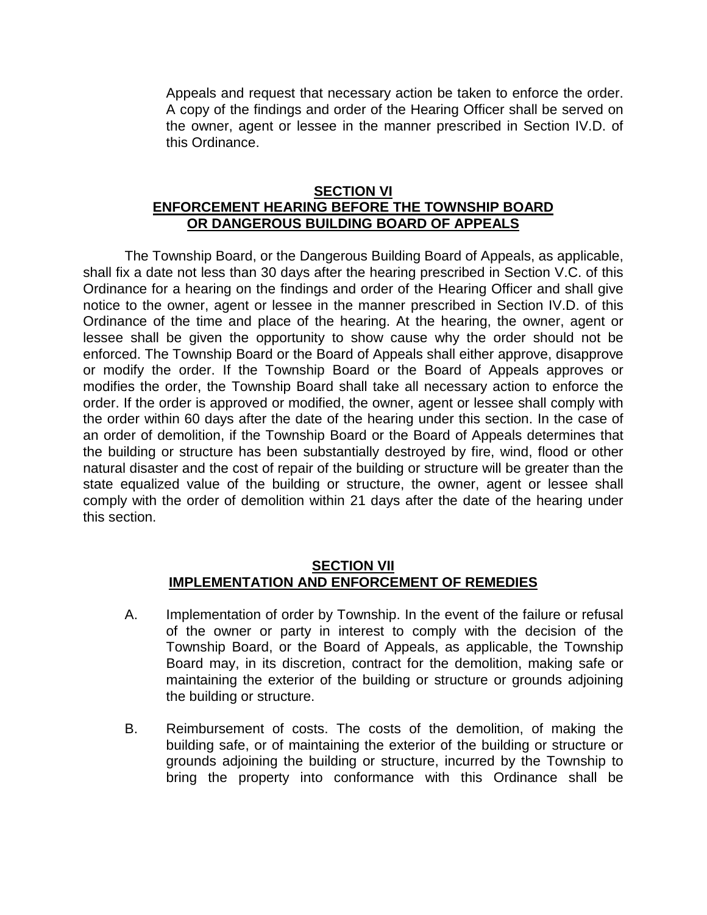Appeals and request that necessary action be taken to enforce the order. A copy of the findings and order of the Hearing Officer shall be served on the owner, agent or lessee in the manner prescribed in Section IV.D. of this Ordinance.

## SECTION VI
## ENFORCEMENT HEARING BEFORE THE TOWNSHIP BOARD OR DANGEROUS BUILDING BOARD OF APPEALS

The Township Board, or the Dangerous Building Board of Appeals, as applicable, shall fix a date not less than 30 days after the hearing prescribed in Section V.C. of this Ordinance for a hearing on the findings and order of the Hearing Officer and shall give notice to the owner, agent or lessee in the manner prescribed in Section IV.D. of this Ordinance of the time and place of the hearing. At the hearing, the owner, agent or lessee shall be given the opportunity to show cause why the order should not be enforced. The Township Board or the Board of Appeals shall either approve, disapprove or modify the order. If the Township Board or the Board of Appeals approves or modifies the order, the Township Board shall take all necessary action to enforce the order. If the order is approved or modified, the owner, agent or lessee shall comply with the order within 60 days after the date of the hearing under this section. In the case of an order of demolition, if the Township Board or the Board of Appeals determines that the building or structure has been substantially destroyed by fire, wind, flood or other natural disaster and the cost of repair of the building or structure will be greater than the state equalized value of the building or structure, the owner, agent or lessee shall comply with the order of demolition within 21 days after the date of the hearing under this section.

## SECTION VII
## IMPLEMENTATION AND ENFORCEMENT OF REMEDIES

A. Implementation of order by Township. In the event of the failure or refusal of the owner or party in interest to comply with the decision of the Township Board, or the Board of Appeals, as applicable, the Township Board may, in its discretion, contract for the demolition, making safe or maintaining the exterior of the building or structure or grounds adjoining the building or structure.

B. Reimbursement of costs. The costs of the demolition, of making the building safe, or of maintaining the exterior of the building or structure or grounds adjoining the building or structure, incurred by the Township to bring the property into conformance with this Ordinance shall be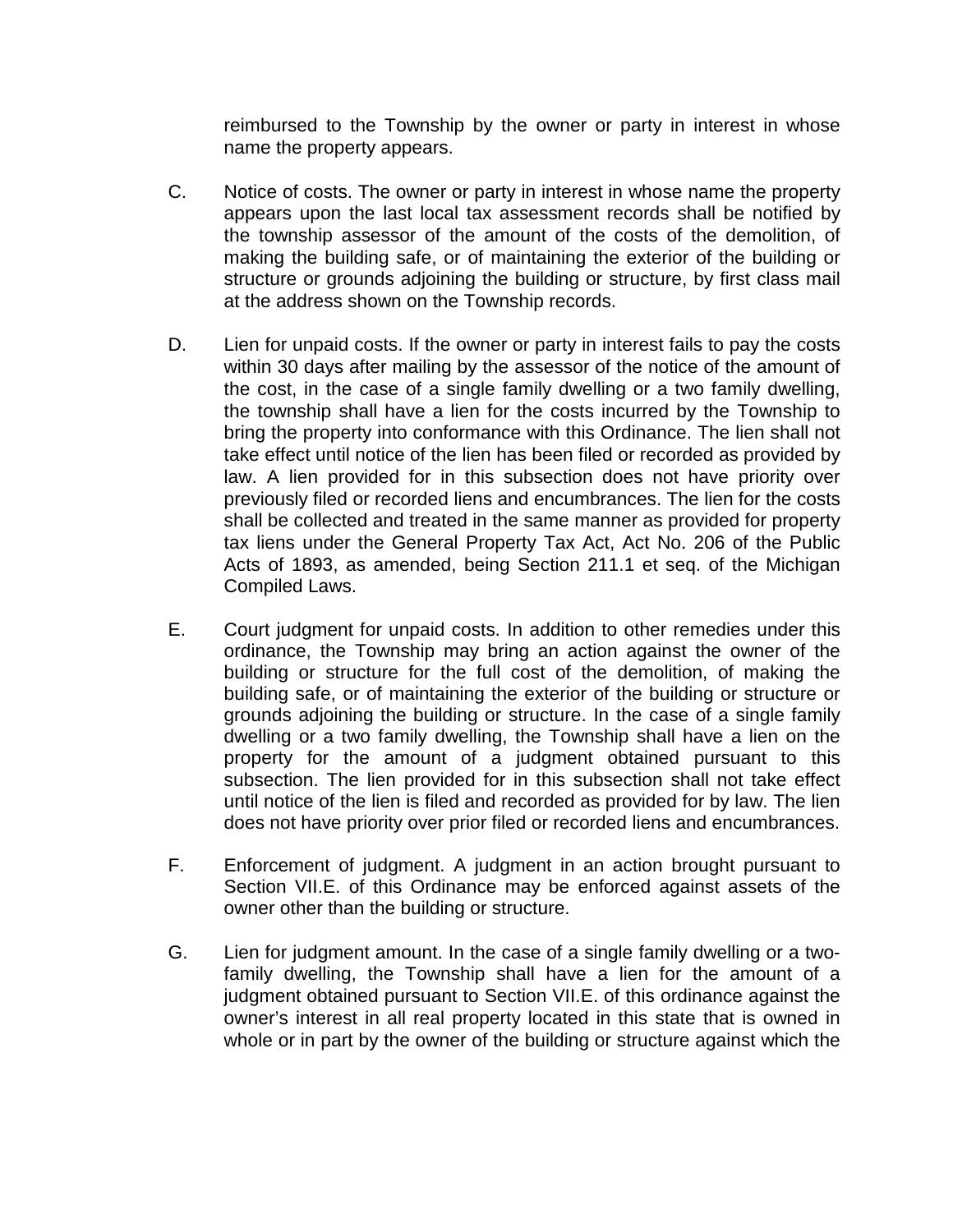reimbursed to the Township by the owner or party in interest in whose name the property appears.

C. Notice of costs. The owner or party in interest in whose name the property appears upon the last local tax assessment records shall be notified by the township assessor of the amount of the costs of the demolition, of making the building safe, or of maintaining the exterior of the building or structure or grounds adjoining the building or structure, by first class mail at the address shown on the Township records.

D. Lien for unpaid costs. If the owner or party in interest fails to pay the costs within 30 days after mailing by the assessor of the notice of the amount of the cost, in the case of a single family dwelling or a two family dwelling, the township shall have a lien for the costs incurred by the Township to bring the property into conformance with this Ordinance. The lien shall not take effect until notice of the lien has been filed or recorded as provided by law. A lien provided for in this subsection does not have priority over previously filed or recorded liens and encumbrances. The lien for the costs shall be collected and treated in the same manner as provided for property tax liens under the General Property Tax Act, Act No. 206 of the Public Acts of 1893, as amended, being Section 211.1 et seq. of the Michigan Compiled Laws.

E. Court judgment for unpaid costs. In addition to other remedies under this ordinance, the Township may bring an action against the owner of the building or structure for the full cost of the demolition, of making the building safe, or of maintaining the exterior of the building or structure or grounds adjoining the building or structure. In the case of a single family dwelling or a two family dwelling, the Township shall have a lien on the property for the amount of a judgment obtained pursuant to this subsection. The lien provided for in this subsection shall not take effect until notice of the lien is filed and recorded as provided for by law. The lien does not have priority over prior filed or recorded liens and encumbrances.

F. Enforcement of judgment. A judgment in an action brought pursuant to Section VII.E. of this Ordinance may be enforced against assets of the owner other than the building or structure.

G. Lien for judgment amount. In the case of a single family dwelling or a two-family dwelling, the Township shall have a lien for the amount of a judgment obtained pursuant to Section VII.E. of this ordinance against the owner's interest in all real property located in this state that is owned in whole or in part by the owner of the building or structure against which the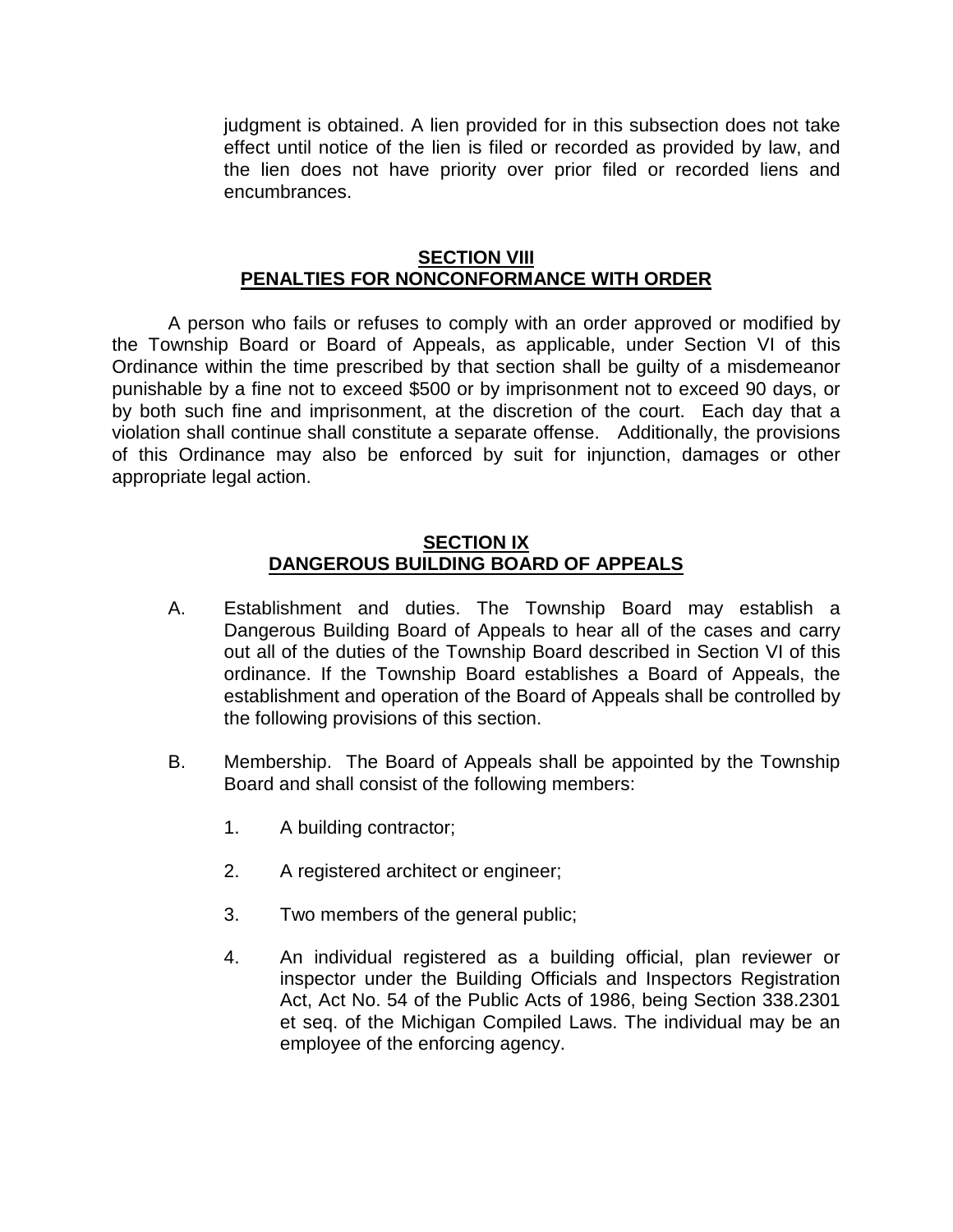judgment is obtained. A lien provided for in this subsection does not take effect until notice of the lien is filed or recorded as provided by law, and the lien does not have priority over prior filed or recorded liens and encumbrances.

## SECTION VIII
## PENALTIES FOR NONCONFORMANCE WITH ORDER

A person who fails or refuses to comply with an order approved or modified by the Township Board or Board of Appeals, as applicable, under Section VI of this Ordinance within the time prescribed by that section shall be guilty of a misdemeanor punishable by a fine not to exceed $500 or by imprisonment not to exceed 90 days, or by both such fine and imprisonment, at the discretion of the court. Each day that a violation shall continue shall constitute a separate offense. Additionally, the provisions of this Ordinance may also be enforced by suit for injunction, damages or other appropriate legal action.

## SECTION IX
## DANGEROUS BUILDING BOARD OF APPEALS

A. Establishment and duties. The Township Board may establish a Dangerous Building Board of Appeals to hear all of the cases and carry out all of the duties of the Township Board described in Section VI of this ordinance. If the Township Board establishes a Board of Appeals, the establishment and operation of the Board of Appeals shall be controlled by the following provisions of this section.

B. Membership. The Board of Appeals shall be appointed by the Township Board and shall consist of the following members:

1. A building contractor;

2. A registered architect or engineer;

3. Two members of the general public;

4. An individual registered as a building official, plan reviewer or inspector under the Building Officials and Inspectors Registration Act, Act No. 54 of the Public Acts of 1986, being Section 338.2301 et seq. of the Michigan Compiled Laws. The individual may be an employee of the enforcing agency.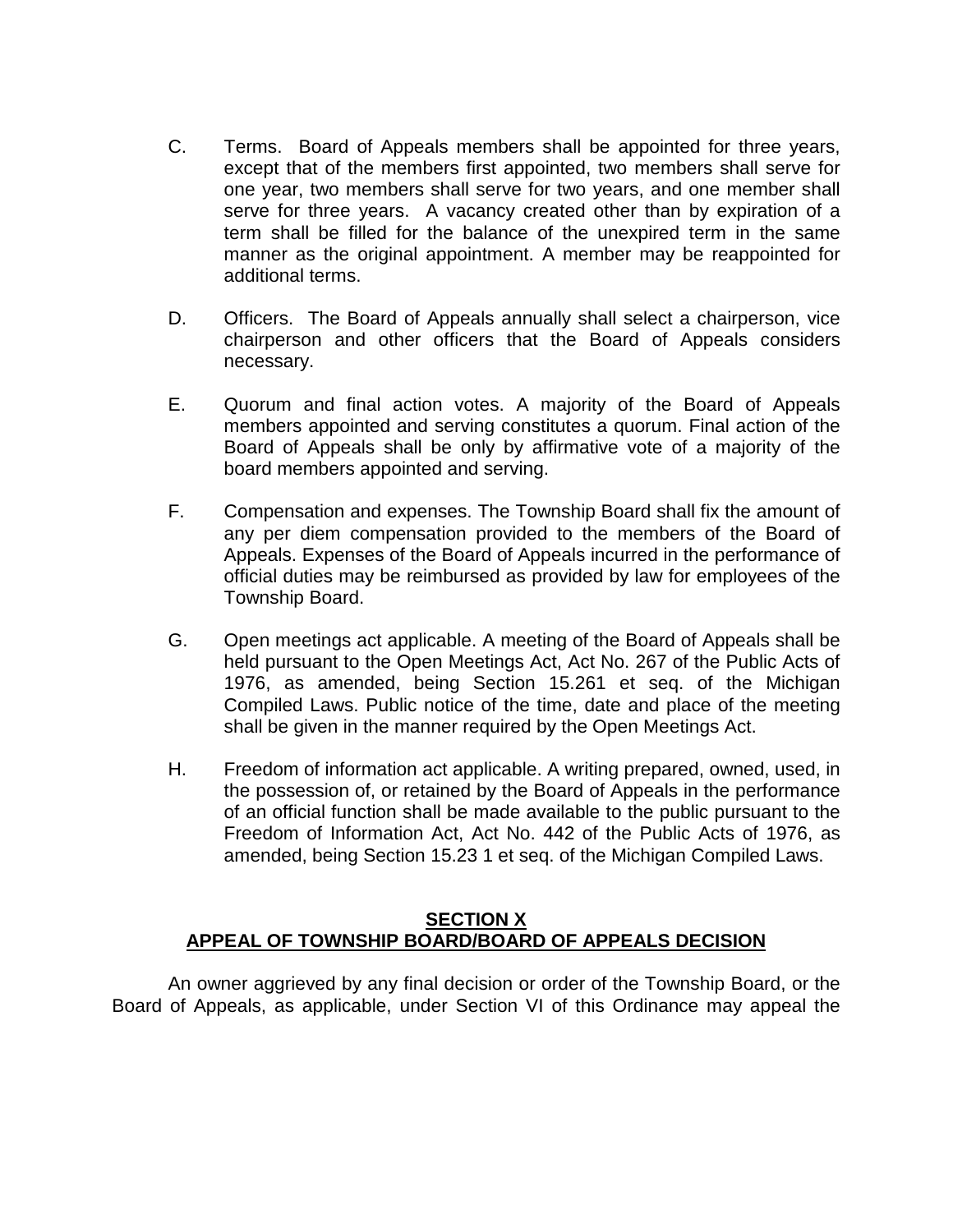C. Terms. Board of Appeals members shall be appointed for three years, except that of the members first appointed, two members shall serve for one year, two members shall serve for two years, and one member shall serve for three years. A vacancy created other than by expiration of a term shall be filled for the balance of the unexpired term in the same manner as the original appointment. A member may be reappointed for additional terms.

D. Officers. The Board of Appeals annually shall select a chairperson, vice chairperson and other officers that the Board of Appeals considers necessary.

E. Quorum and final action votes. A majority of the Board of Appeals members appointed and serving constitutes a quorum. Final action of the Board of Appeals shall be only by affirmative vote of a majority of the board members appointed and serving.

F. Compensation and expenses. The Township Board shall fix the amount of any per diem compensation provided to the members of the Board of Appeals. Expenses of the Board of Appeals incurred in the performance of official duties may be reimbursed as provided by law for employees of the Township Board.

G. Open meetings act applicable. A meeting of the Board of Appeals shall be held pursuant to the Open Meetings Act, Act No. 267 of the Public Acts of 1976, as amended, being Section 15.261 et seq. of the Michigan Compiled Laws. Public notice of the time, date and place of the meeting shall be given in the manner required by the Open Meetings Act.

H. Freedom of information act applicable. A writing prepared, owned, used, in the possession of, or retained by the Board of Appeals in the performance of an official function shall be made available to the public pursuant to the Freedom of Information Act, Act No. 442 of the Public Acts of 1976, as amended, being Section 15.23 1 et seq. of the Michigan Compiled Laws.

## SECTION X
## APPEAL OF TOWNSHIP BOARD/BOARD OF APPEALS DECISION

An owner aggrieved by any final decision or order of the Township Board, or the Board of Appeals, as applicable, under Section VI of this Ordinance may appeal the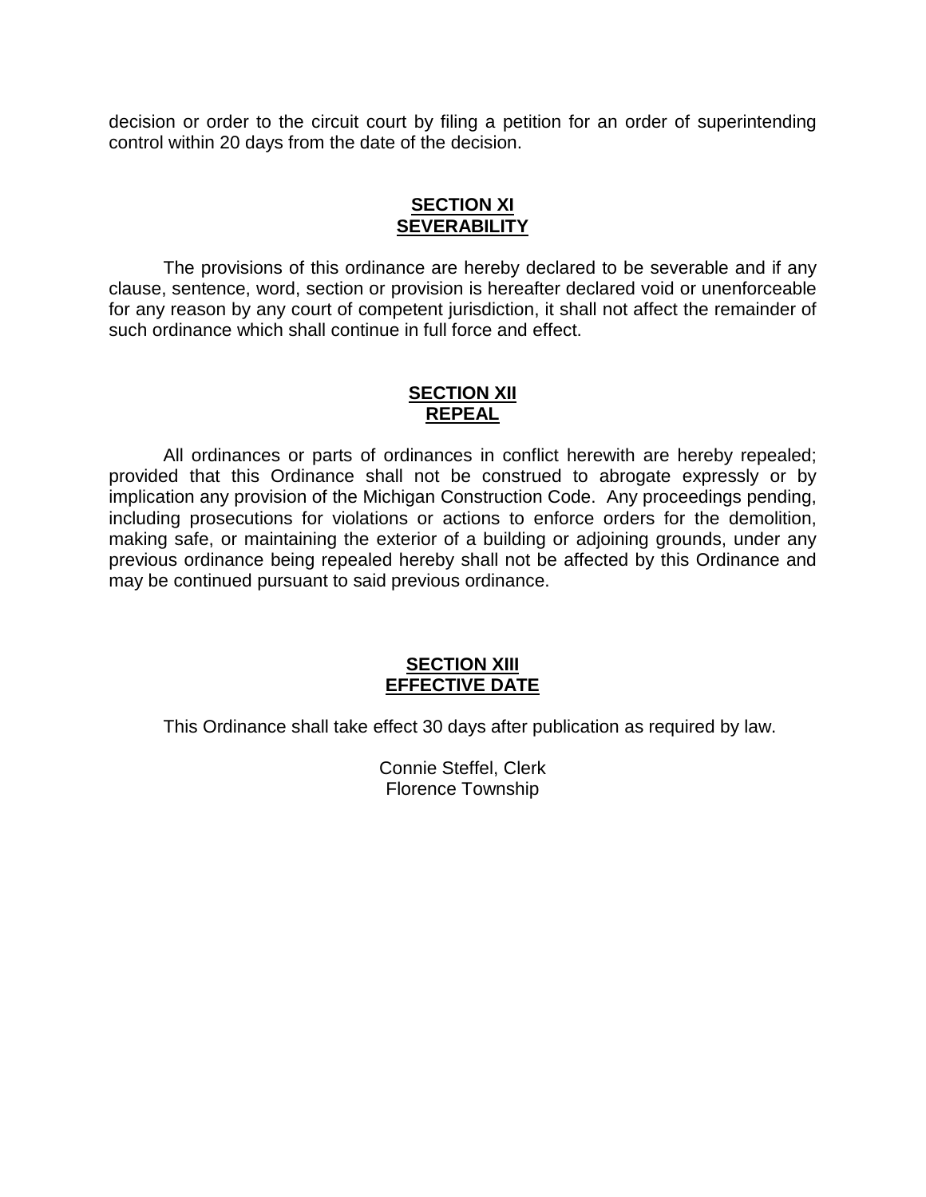decision or order to the circuit court by filing a petition for an order of superintending control within 20 days from the date of the decision.

## SECTION XI
## SEVERABILITY

The provisions of this ordinance are hereby declared to be severable and if any clause, sentence, word, section or provision is hereafter declared void or unenforceable for any reason by any court of competent jurisdiction, it shall not affect the remainder of such ordinance which shall continue in full force and effect.

## SECTION XII
## REPEAL

All ordinances or parts of ordinances in conflict herewith are hereby repealed; provided that this Ordinance shall not be construed to abrogate expressly or by implication any provision of the Michigan Construction Code. Any proceedings pending, including prosecutions for violations or actions to enforce orders for the demolition, making safe, or maintaining the exterior of a building or adjoining grounds, under any previous ordinance being repealed hereby shall not be affected by this Ordinance and may be continued pursuant to said previous ordinance.

## SECTION XIII
## EFFECTIVE DATE

This Ordinance shall take effect 30 days after publication as required by law.

Connie Steffel, Clerk
Florence Township